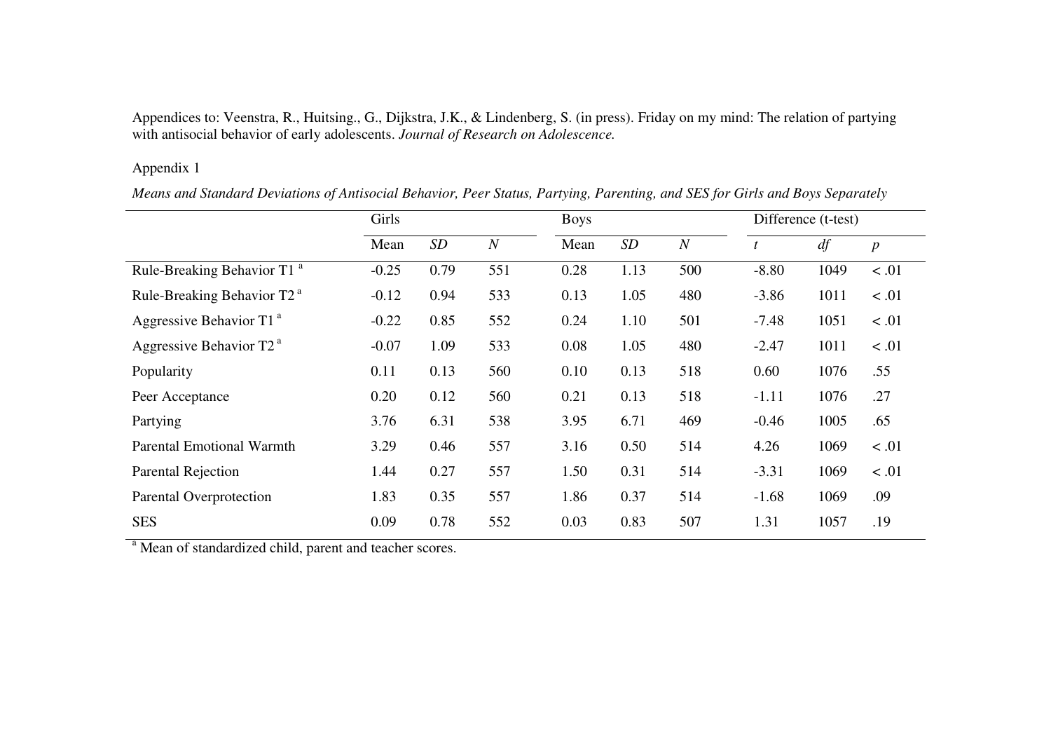Appendices to: Veenstra, R., Huitsing., G., Dijkstra, J.K., & Lindenberg, S. (in press). Friday on my mind: The relation of partying with antisocial behavior of early adolescents. *Journal of Research on Adolescence.*

Appendix 1

*Means and Standard Deviations of Antisocial Behavior, Peer Status, Partying, Parenting, and SES for Girls and Boys Separately*

| | Girls | | | Boys | | | Difference (t-test) | | |
|---|---|---|---|---|---|---|---|---|---|
| | Mean | *SD* | *N* | Mean | *SD* | *N* | *t* | *df* | *p* |
| Rule-Breaking Behavior T1 [a] | -0.25 | 0.79 | 551 | 0.28 | 1.13 | 500 | -8.80 | 1049 | < .01 |
| Rule-Breaking Behavior T2 [a] | -0.12 | 0.94 | 533 | 0.13 | 1.05 | 480 | -3.86 | 1011 | < .01 |
| Aggressive Behavior T1 [a] | -0.22 | 0.85 | 552 | 0.24 | 1.10 | 501 | -7.48 | 1051 | < .01 |
| Aggressive Behavior T2 [a] | -0.07 | 1.09 | 533 | 0.08 | 1.05 | 480 | -2.47 | 1011 | < .01 |
| Popularity | 0.11 | 0.13 | 560 | 0.10 | 0.13 | 518 | 0.60 | 1076 | .55 |
| Peer Acceptance | 0.20 | 0.12 | 560 | 0.21 | 0.13 | 518 | -1.11 | 1076 | .27 |
| Partying | 3.76 | 6.31 | 538 | 3.95 | 6.71 | 469 | -0.46 | 1005 | .65 |
| Parental Emotional Warmth | 3.29 | 0.46 | 557 | 3.16 | 0.50 | 514 | 4.26 | 1069 | < .01 |
| Parental Rejection | 1.44 | 0.27 | 557 | 1.50 | 0.31 | 514 | -3.31 | 1069 | < .01 |
| Parental Overprotection | 1.83 | 0.35 | 557 | 1.86 | 0.37 | 514 | -1.68 | 1069 | .09 |
| SES | 0.09 | 0.78 | 552 | 0.03 | 0.83 | 507 | 1.31 | 1057 | .19 |

[a] Mean of standardized child, parent and teacher scores.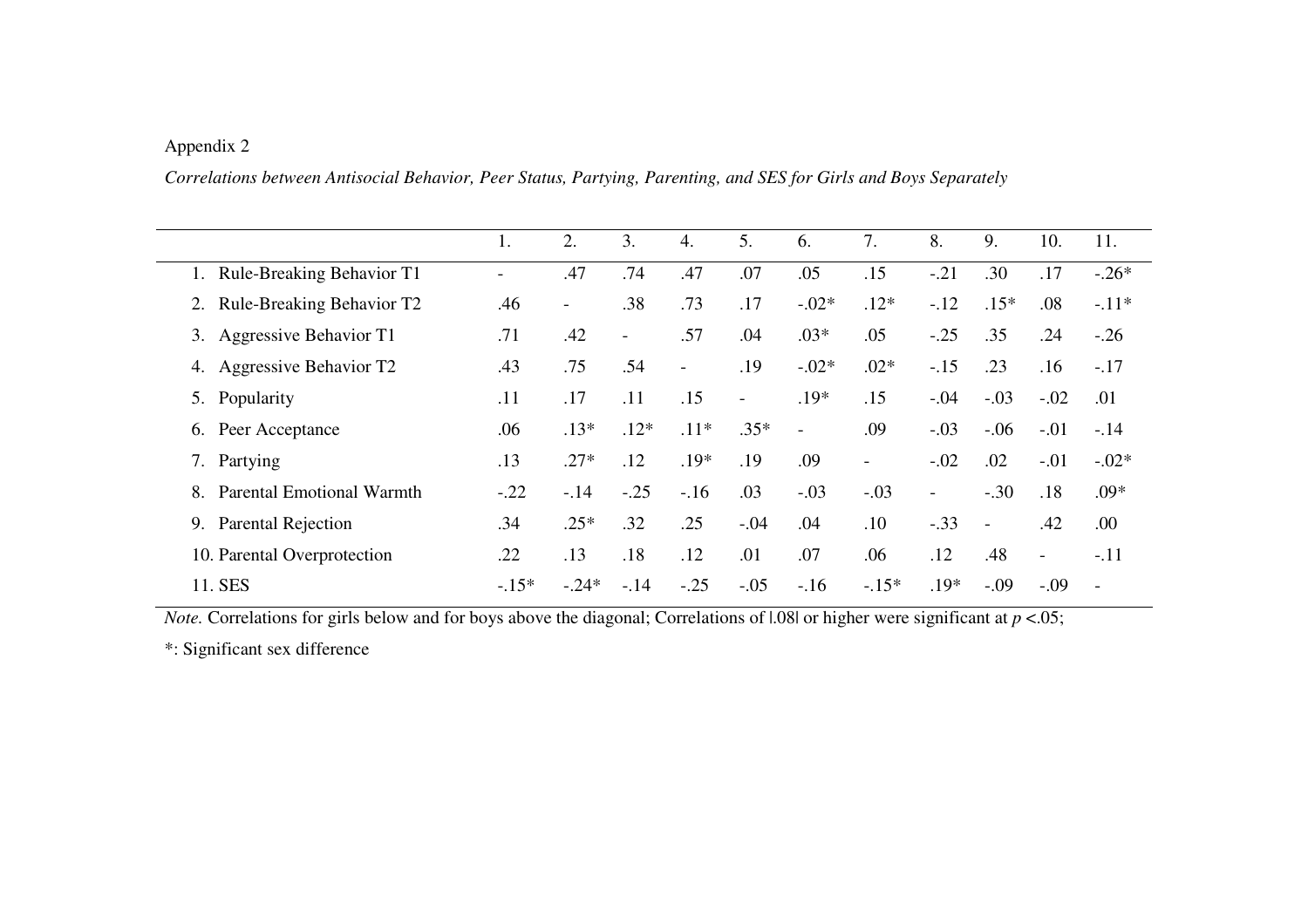Appendix 2

*Correlations between Antisocial Behavior, Peer Status, Partying, Parenting, and SES for Girls and Boys Separately*

| | 1. | 2. | 3. | 4. | 5. | 6. | 7. | 8. | 9. | 10. | 11. |
|---|---|---|---|---|---|---|---|---|---|---|---|
| 1. Rule-Breaking Behavior T1 | - | .47 | .74 | .47 | .07 | .05 | .15 | -.21 | .30 | .17 | -.26* |
| 2. Rule-Breaking Behavior T2 | .46 | - | .38 | .73 | .17 | -.02* | .12* | -.12 | .15* | .08 | -.11* |
| 3. Aggressive Behavior T1 | .71 | .42 | - | .57 | .04 | .03* | .05 | -.25 | .35 | .24 | -.26 |
| 4. Aggressive Behavior T2 | .43 | .75 | .54 | - | .19 | -.02* | .02* | -.15 | .23 | .16 | -.17 |
| 5. Popularity | .11 | .17 | .11 | .15 | - | .19* | .15 | -.04 | -.03 | -.02 | .01 |
| 6. Peer Acceptance | .06 | .13* | .12* | .11* | .35* | - | .09 | -.03 | -.06 | -.01 | -.14 |
| 7. Partying | .13 | .27* | .12 | .19* | .19 | .09 | - | -.02 | .02 | -.01 | -.02* |
| 8. Parental Emotional Warmth | -.22 | -.14 | -.25 | -.16 | .03 | -.03 | -.03 | - | -.30 | .18 | .09* |
| 9. Parental Rejection | .34 | .25* | .32 | .25 | -.04 | .04 | .10 | -.33 | - | .42 | .00 |
| 10. Parental Overprotection | .22 | .13 | .18 | .12 | .01 | .07 | .06 | .12 | .48 | - | -.11 |
| 11. SES | -.15* | -.24* | -.14 | -.25 | -.05 | -.16 | -.15* | .19* | -.09 | -.09 | - |

*Note.* Correlations for girls below and for boys above the diagonal; Correlations of |.08| or higher were significant at $p < .05$;

*: Significant sex difference